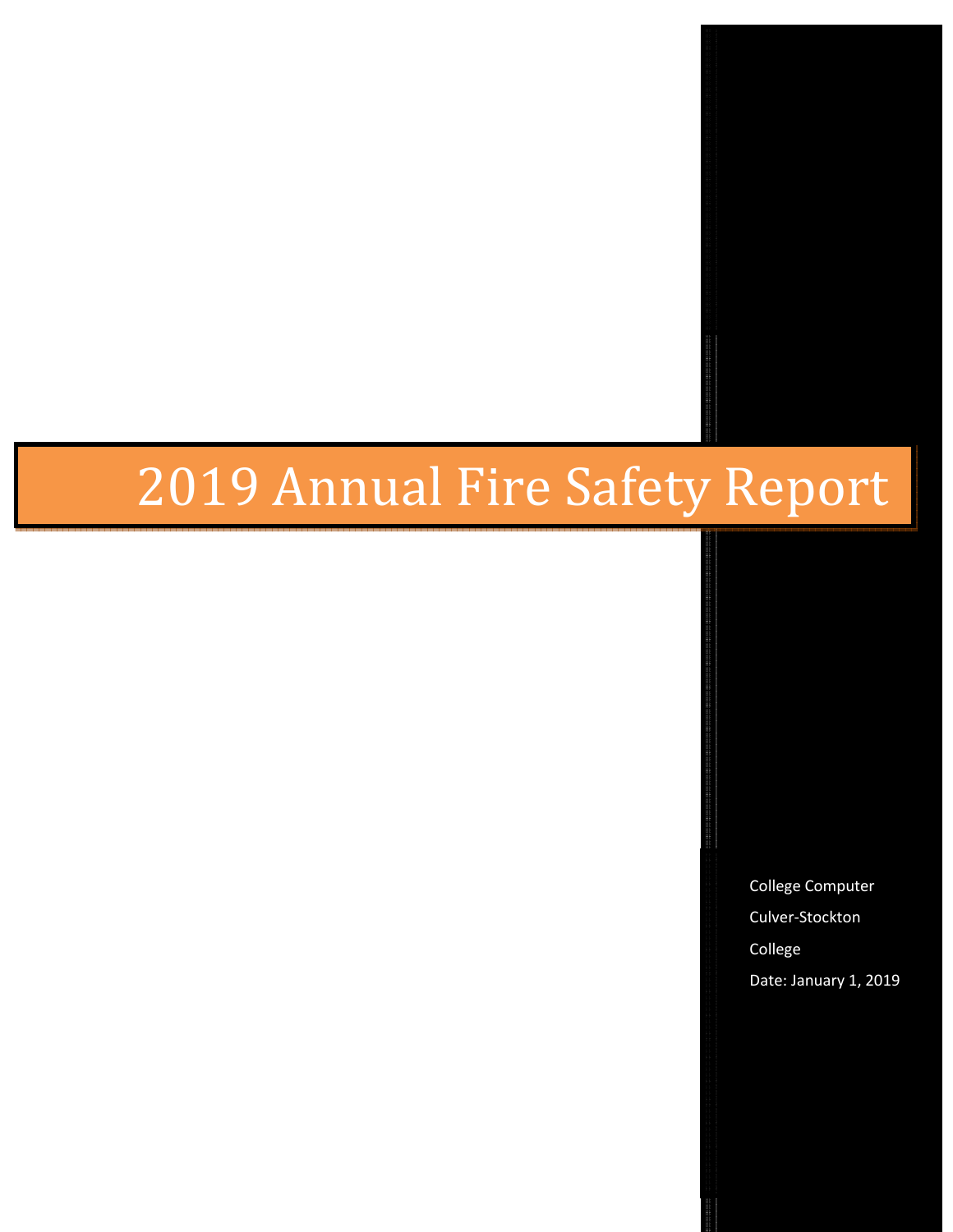# 2019 Annual Fire Safety Report

College Computer

Culver-Stockton College

Date: January 1, 2019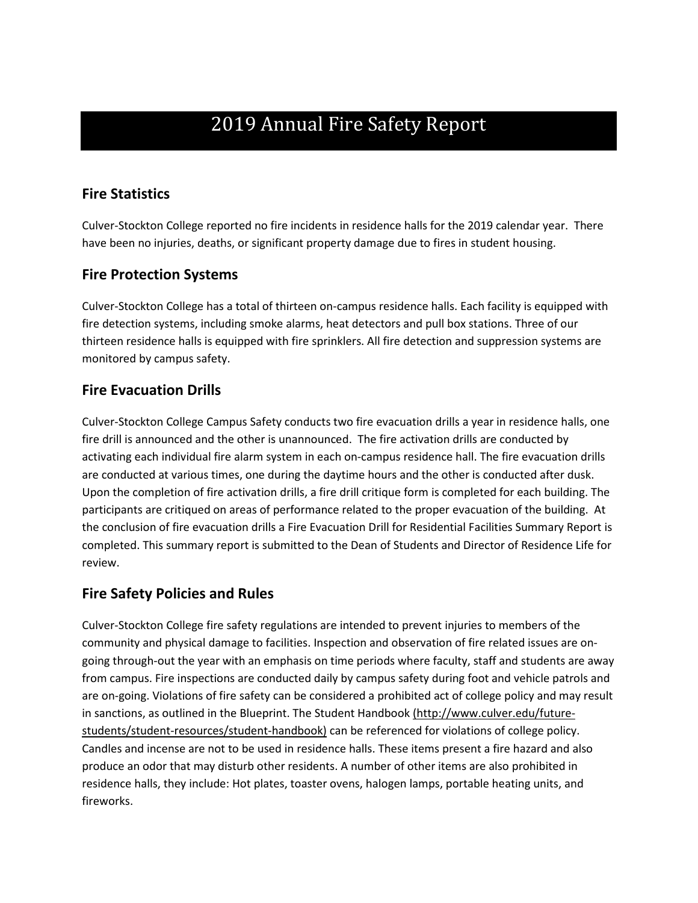# 2019 Annual Fire Safety Report

## Fire Statistics

Culver-Stockton College reported no fire incidents in residence halls for the 2019 calendar year. There have been no injuries, deaths, or significant property damage due to fires in student housing.

## Fire Protection Systems

Culver-Stockton College has a total of thirteen on-campus residence halls. Each facility is equipped with fire detection systems, including smoke alarms, heat detectors and pull box stations. Three of our thirteen residence halls is equipped with fire sprinklers. All fire detection and suppression systems are monitored by campus safety.

## Fire Evacuation Drills

Culver-Stockton College Campus Safety conducts two fire evacuation drills a year in residence halls, one fire drill is announced and the other is unannounced. The fire activation drills are conducted by activating each individual fire alarm system in each on-campus residence hall. The fire evacuation drills are conducted at various times, one during the daytime hours and the other is conducted after dusk. Upon the completion of fire activation drills, a fire drill critique form is completed for each building. The participants are critiqued on areas of performance related to the proper evacuation of the building. At the conclusion of fire evacuation drills a Fire Evacuation Drill for Residential Facilities Summary Report is completed. This summary report is submitted to the Dean of Students and Director of Residence Life for review.

## Fire Safety Policies and Rules

Culver-Stockton College fire safety regulations are intended to prevent injuries to members of the community and physical damage to facilities. Inspection and observation of fire related issues are on-going through-out the year with an emphasis on time periods where faculty, staff and students are away from campus. Fire inspections are conducted daily by campus safety during foot and vehicle patrols and are on-going. Violations of fire safety can be considered a prohibited act of college policy and may result in sanctions, as outlined in the Blueprint. The Student Handbook (http://www.culver.edu/future-students/student-resources/student-handbook) can be referenced for violations of college policy. Candles and incense are not to be used in residence halls. These items present a fire hazard and also produce an odor that may disturb other residents. A number of other items are also prohibited in residence halls, they include: Hot plates, toaster ovens, halogen lamps, portable heating units, and fireworks.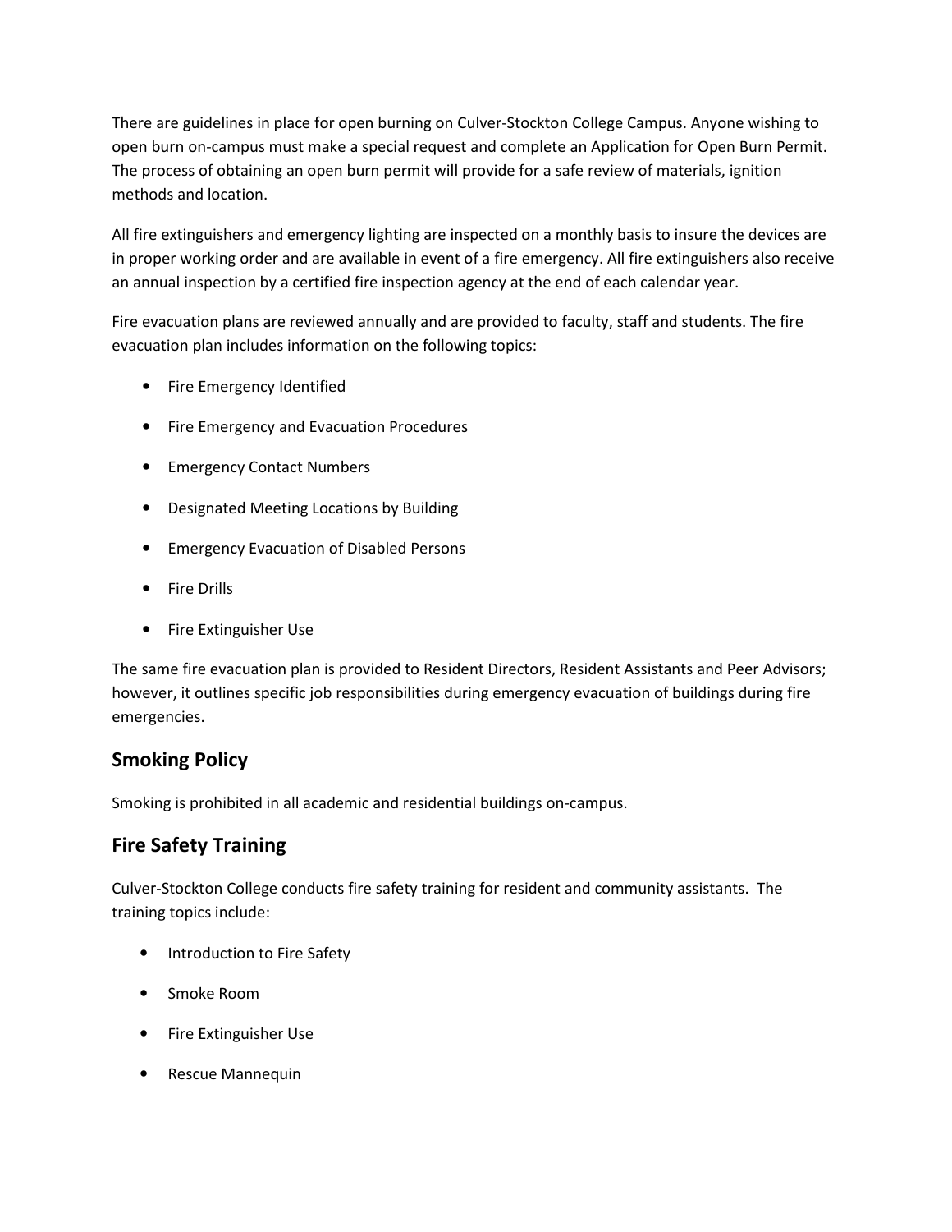There are guidelines in place for open burning on Culver-Stockton College Campus. Anyone wishing to open burn on-campus must make a special request and complete an Application for Open Burn Permit. The process of obtaining an open burn permit will provide for a safe review of materials, ignition methods and location.

All fire extinguishers and emergency lighting are inspected on a monthly basis to insure the devices are in proper working order and are available in event of a fire emergency. All fire extinguishers also receive an annual inspection by a certified fire inspection agency at the end of each calendar year.

Fire evacuation plans are reviewed annually and are provided to faculty, staff and students. The fire evacuation plan includes information on the following topics:

- Fire Emergency Identified
- Fire Emergency and Evacuation Procedures
- Emergency Contact Numbers
- Designated Meeting Locations by Building
- Emergency Evacuation of Disabled Persons
- Fire Drills
- Fire Extinguisher Use

The same fire evacuation plan is provided to Resident Directors, Resident Assistants and Peer Advisors; however, it outlines specific job responsibilities during emergency evacuation of buildings during fire emergencies.

## Smoking Policy

Smoking is prohibited in all academic and residential buildings on-campus.

## Fire Safety Training

Culver-Stockton College conducts fire safety training for resident and community assistants. The training topics include:

- Introduction to Fire Safety
- Smoke Room
- Fire Extinguisher Use
- Rescue Mannequin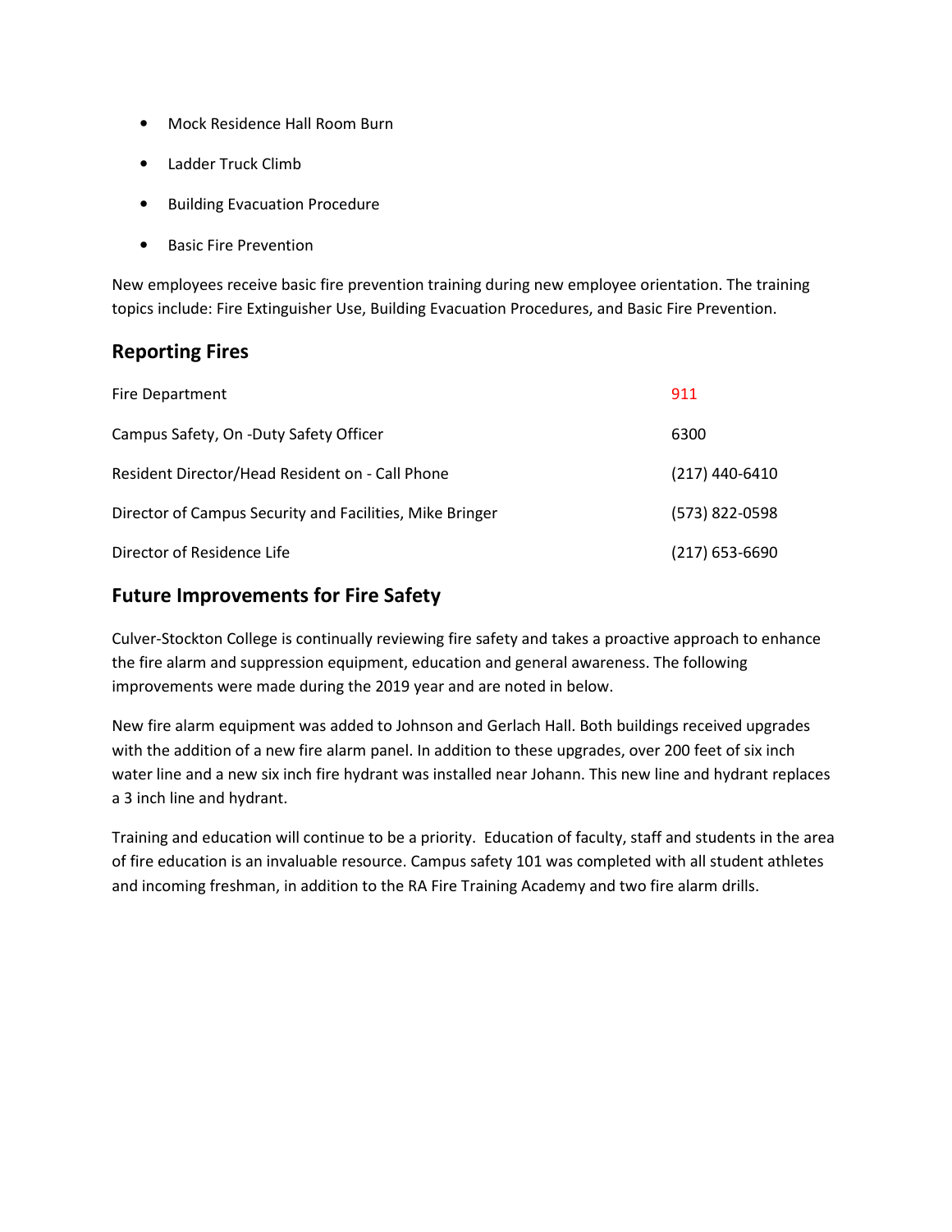- Mock Residence Hall Room Burn
- Ladder Truck Climb
- Building Evacuation Procedure
- Basic Fire Prevention

New employees receive basic fire prevention training during new employee orientation. The training topics include: Fire Extinguisher Use, Building Evacuation Procedures, and Basic Fire Prevention.

## Reporting Fires

| | |
|---|---|
| Fire Department | 911 |
| Campus Safety, On -Duty Safety Officer | 6300 |
| Resident Director/Head Resident on - Call Phone | (217) 440-6410 |
| Director of Campus Security and Facilities, Mike Bringer | (573) 822-0598 |
| Director of Residence Life | (217) 653-6690 |

## Future Improvements for Fire Safety

Culver-Stockton College is continually reviewing fire safety and takes a proactive approach to enhance the fire alarm and suppression equipment, education and general awareness. The following improvements were made during the 2019 year and are noted in below.

New fire alarm equipment was added to Johnson and Gerlach Hall. Both buildings received upgrades with the addition of a new fire alarm panel. In addition to these upgrades, over 200 feet of six inch water line and a new six inch fire hydrant was installed near Johann. This new line and hydrant replaces a 3 inch line and hydrant.

Training and education will continue to be a priority. Education of faculty, staff and students in the area of fire education is an invaluable resource. Campus safety 101 was completed with all student athletes and incoming freshman, in addition to the RA Fire Training Academy and two fire alarm drills.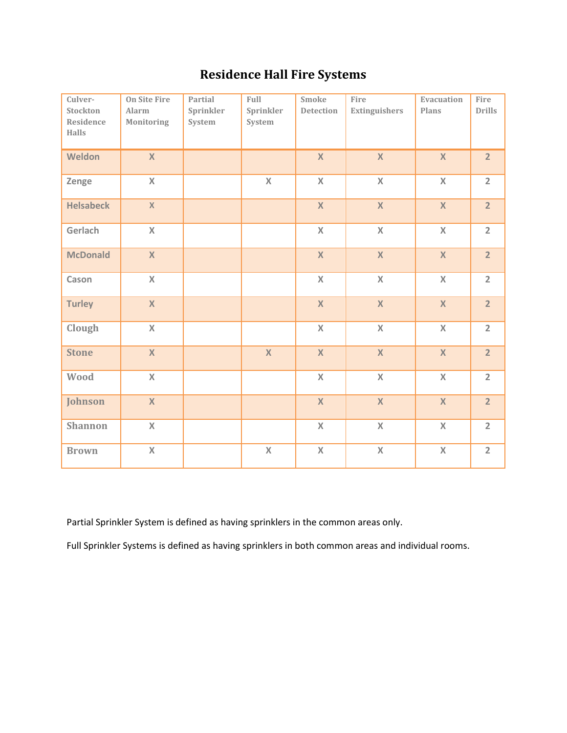# Residence Hall Fire Systems

| Culver-Stockton Residence Halls | On Site Fire Alarm Monitoring | Partial Sprinkler System | Full Sprinkler System | Smoke Detection | Fire Extinguishers | Evacuation Plans | Fire Drills |
|---|---|---|---|---|---|---|---|
| Weldon | X | | | X | X | X | 2 |
| Zenge | X | | X | X | X | X | 2 |
| Helsabeck | X | | | X | X | X | 2 |
| Gerlach | X | | | X | X | X | 2 |
| McDonald | X | | | X | X | X | 2 |
| Cason | X | | | X | X | X | 2 |
| Turley | X | | | X | X | X | 2 |
| Clough | X | | | X | X | X | 2 |
| Stone | X | | X | X | X | X | 2 |
| Wood | X | | | X | X | X | 2 |
| Johnson | X | | | X | X | X | 2 |
| Shannon | X | | | X | X | X | 2 |
| Brown | X | | X | X | X | X | 2 |

Partial Sprinkler System is defined as having sprinklers in the common areas only.

Full Sprinkler Systems is defined as having sprinklers in both common areas and individual rooms.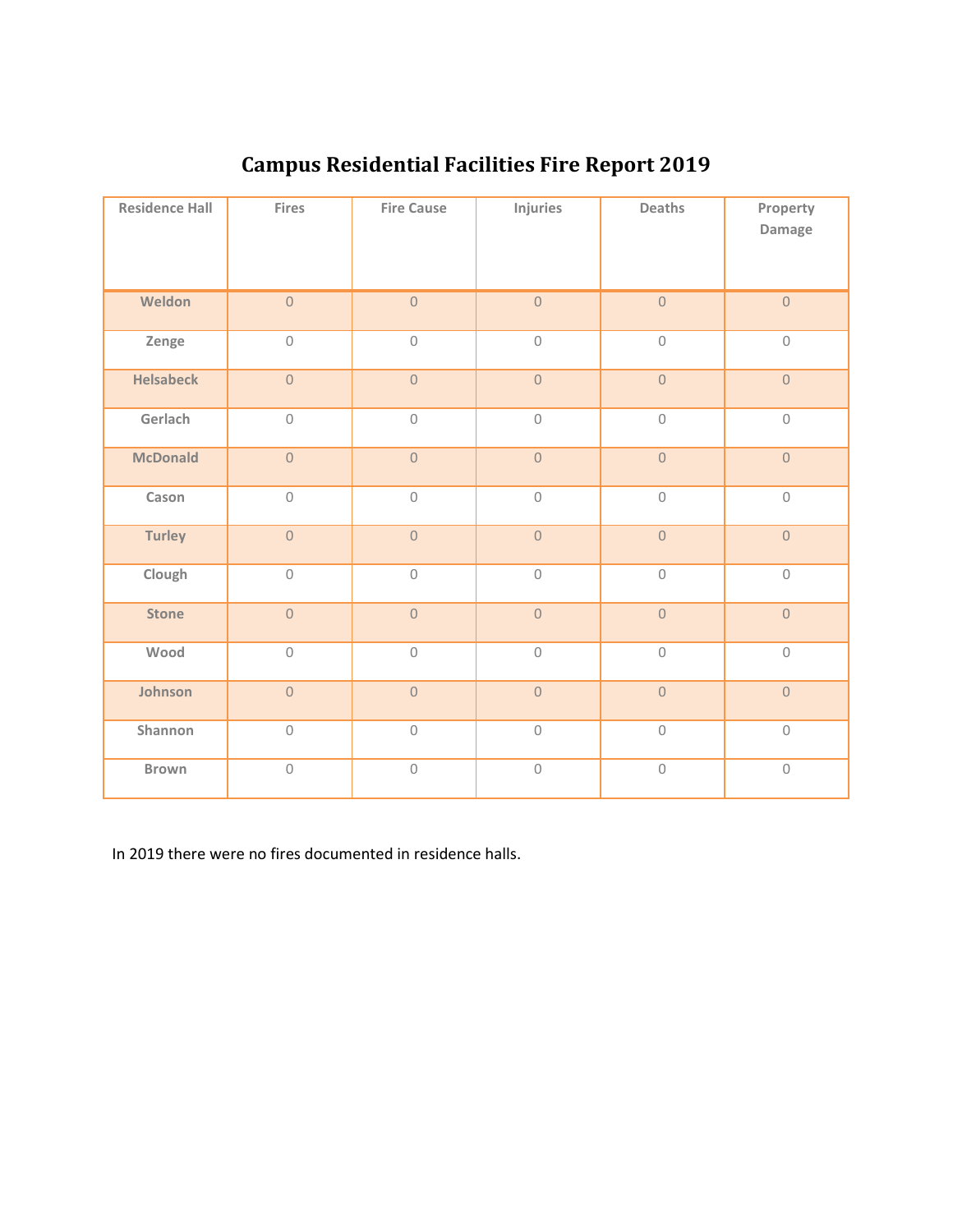# Campus Residential Facilities Fire Report 2019

| Residence Hall | Fires | Fire Cause | Injuries | Deaths | Property Damage |
|---|---|---|---|---|---|
| **Weldon** | 0 | 0 | 0 | 0 | 0 |
| **Zenge** | 0 | 0 | 0 | 0 | 0 |
| **Helsabeck** | 0 | 0 | 0 | 0 | 0 |
| **Gerlach** | 0 | 0 | 0 | 0 | 0 |
| **McDonald** | 0 | 0 | 0 | 0 | 0 |
| **Cason** | 0 | 0 | 0 | 0 | 0 |
| **Turley** | 0 | 0 | 0 | 0 | 0 |
| **Clough** | 0 | 0 | 0 | 0 | 0 |
| **Stone** | 0 | 0 | 0 | 0 | 0 |
| **Wood** | 0 | 0 | 0 | 0 | 0 |
| **Johnson** | 0 | 0 | 0 | 0 | 0 |
| **Shannon** | 0 | 0 | 0 | 0 | 0 |
| **Brown** | 0 | 0 | 0 | 0 | 0 |

In 2019 there were no fires documented in residence halls.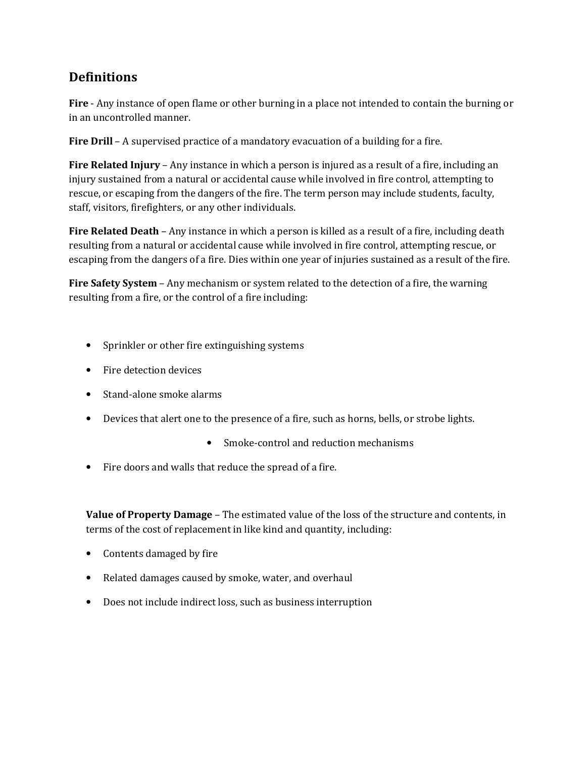## Definitions

**Fire** - Any instance of open flame or other burning in a place not intended to contain the burning or in an uncontrolled manner.

**Fire Drill** – A supervised practice of a mandatory evacuation of a building for a fire.

**Fire Related Injury** – Any instance in which a person is injured as a result of a fire, including an injury sustained from a natural or accidental cause while involved in fire control, attempting to rescue, or escaping from the dangers of the fire. The term person may include students, faculty, staff, visitors, firefighters, or any other individuals.

**Fire Related Death** – Any instance in which a person is killed as a result of a fire, including death resulting from a natural or accidental cause while involved in fire control, attempting rescue, or escaping from the dangers of a fire. Dies within one year of injuries sustained as a result of the fire.

**Fire Safety System** – Any mechanism or system related to the detection of a fire, the warning resulting from a fire, or the control of a fire including:

- Sprinkler or other fire extinguishing systems
- Fire detection devices
- Stand-alone smoke alarms
- Devices that alert one to the presence of a fire, such as horns, bells, or strobe lights.
- Smoke-control and reduction mechanisms
- Fire doors and walls that reduce the spread of a fire.

**Value of Property Damage** – The estimated value of the loss of the structure and contents, in terms of the cost of replacement in like kind and quantity, including:

- Contents damaged by fire
- Related damages caused by smoke, water, and overhaul
- Does not include indirect loss, such as business interruption